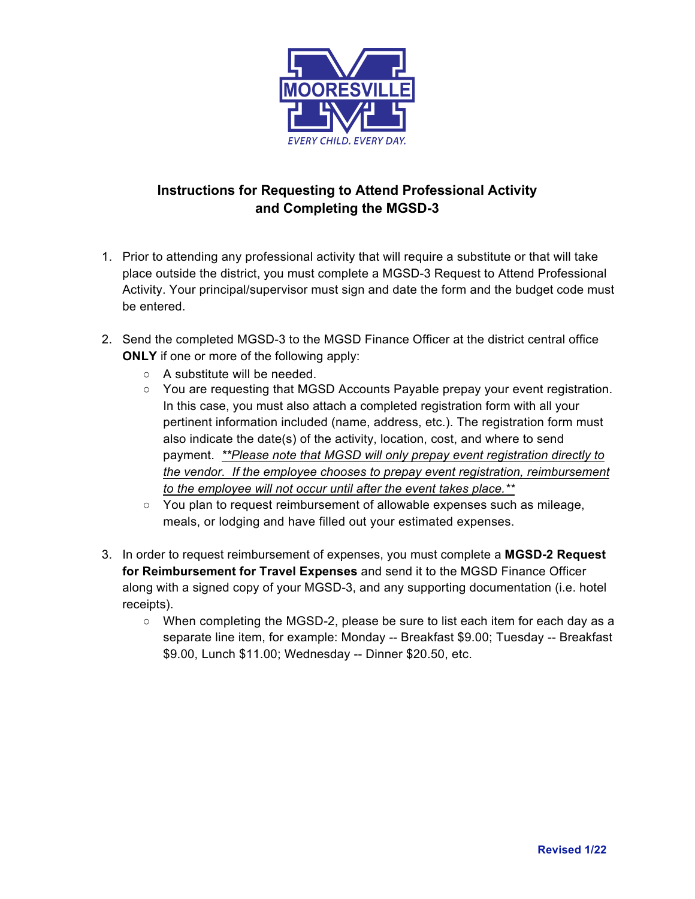MOORESVILLE

EVERY CHILD. EVERY DAY.

## Instructions for Requesting to Attend Professional Activity and Completing the MGSD-3

1. Prior to attending any professional activity that will require a substitute or that will take place outside the district, you must complete a MGSD-3 Request to Attend Professional Activity. Your principal/supervisor must sign and date the form and the budget code must be entered.

2. Send the completed MGSD-3 to the MGSD Finance Officer at the district central office **ONLY** if one or more of the following apply:
   - A substitute will be needed.
   - You are requesting that MGSD Accounts Payable prepay your event registration. In this case, you must also attach a completed registration form with all your pertinent information included (name, address, etc.). The registration form must also indicate the date(s) of the activity, location, cost, and where to send payment. <u>*\*\*Please note that MGSD will only prepay event registration directly to the vendor. If the employee chooses to prepay event registration, reimbursement to the employee will not occur until after the event takes place.\*\**</u>
   - You plan to request reimbursement of allowable expenses such as mileage, meals, or lodging and have filled out your estimated expenses.

3. In order to request reimbursement of expenses, you must complete a **MGSD-2 Request for Reimbursement for Travel Expenses** and send it to the MGSD Finance Officer along with a signed copy of your MGSD-3, and any supporting documentation (i.e. hotel receipts).
   - When completing the MGSD-2, please be sure to list each item for each day as a separate line item, for example: Monday -- Breakfast $9.00; Tuesday -- Breakfast $9.00, Lunch $11.00; Wednesday -- Dinner $20.50, etc.

Revised 1/22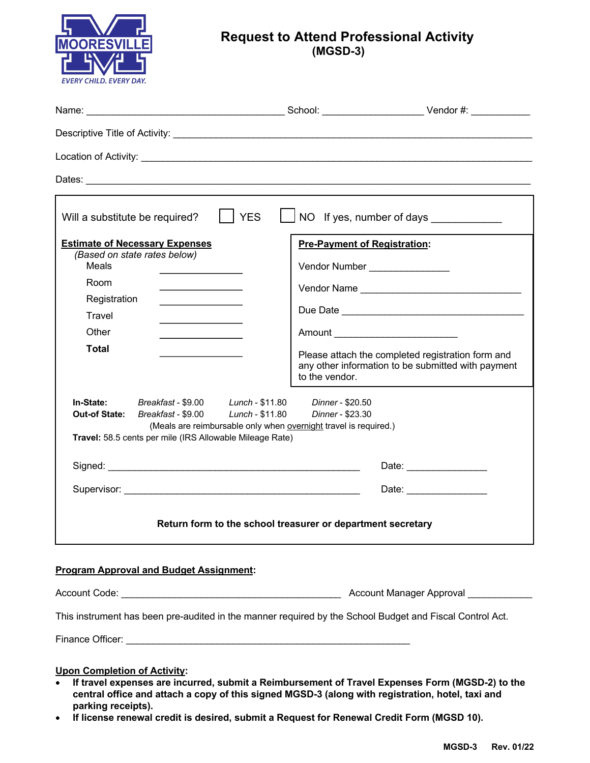MOORESVILLE
EVERY CHILD. EVERY DAY.

# Request to Attend Professional Activity
## (MGSD-3)

Name: ______________________________ School: ________________ Vendor #: __________

Descriptive Title of Activity: ______________________________________________________________

Location of Activity: ______________________________________________________________

Dates: ______________________________________________________________

Will a substitute be required? ☐ YES ☐ NO If yes, number of days ___________

**Estimate of Necessary Expenses**
*(Based on state rates below)*

| | |
|---|---|
| Meals | ____________ |
| Room | ____________ |
| Registration | ____________ |
| Travel | ____________ |
| Other | ____________ |
| **Total** | ____________ |

**Pre-Payment of Registration:**

Vendor Number ____________

Vendor Name ______________________________

Due Date ______________________________

Amount ____________________

Please attach the completed registration form and any other information to be submitted with payment to the vendor.

| | | | |
|---|---|---|---|
| **In-State:** | *Breakfast* - $9.00 | *Lunch* - $11.80 | *Dinner* - $20.50 |
| **Out-of State:** | *Breakfast* - $9.00 | *Lunch* - $11.80 | *Dinner* - $23.30 |

(Meals are reimbursable only when overnight travel is required.)

**Travel:** 58.5 cents per mile (IRS Allowable Mileage Rate)

Signed: ________________________________________ Date: ____________

Supervisor: _____________________________________ Date: ____________

**Return form to the school treasurer or department secretary**

**Program Approval and Budget Assignment:**

Account Code: ___________________________________ Account Manager Approval ___________

This instrument has been pre-audited in the manner required by the School Budget and Fiscal Control Act.

Finance Officer: ____________________________________________

**Upon Completion of Activity:**

- **If travel expenses are incurred, submit a Reimbursement of Travel Expenses Form (MGSD-2) to the central office and attach a copy of this signed MGSD-3 (along with registration, hotel, taxi and parking receipts).**
- **If license renewal credit is desired, submit a Request for Renewal Credit Form (MGSD 10).**

**MGSD-3 Rev. 01/22**